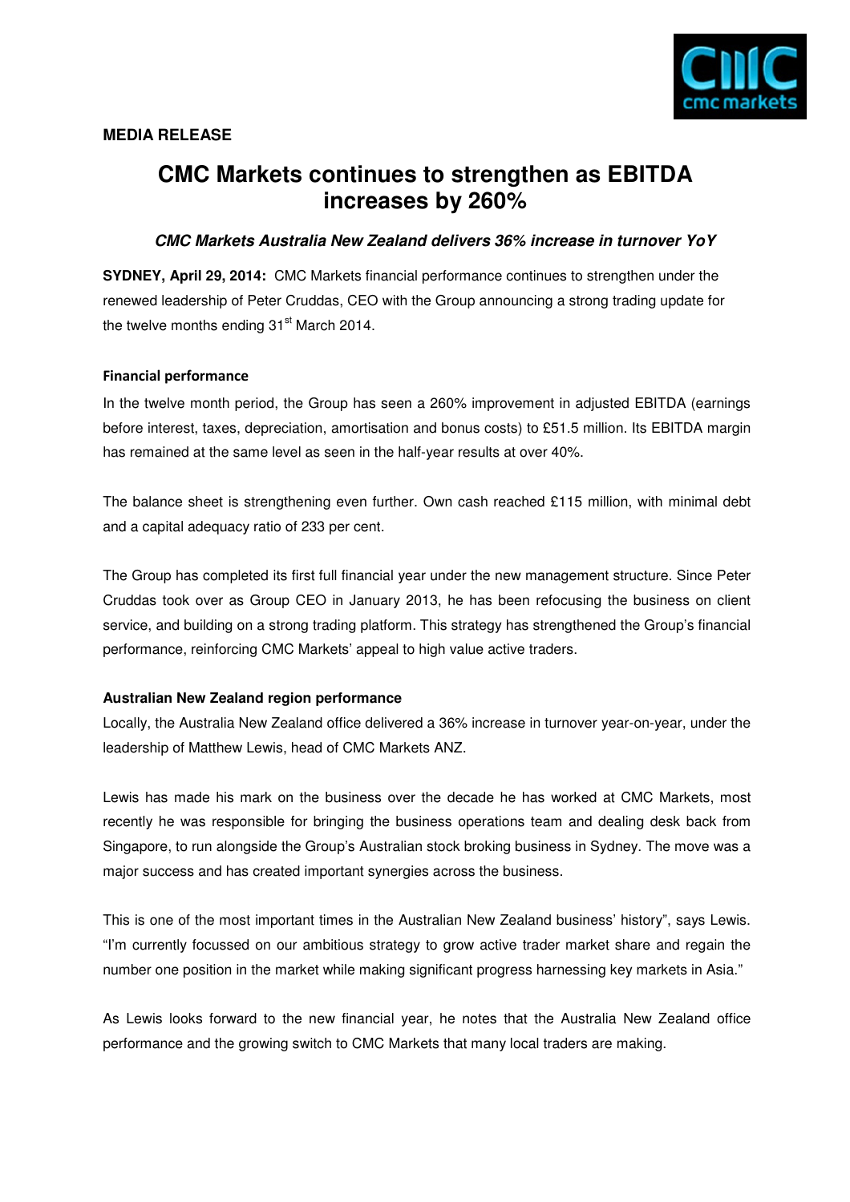**MEDIA RELEASE**

# CMC Markets continues to strengthen as EBITDA increases by 260%

### *CMC Markets Australia New Zealand delivers 36% increase in turnover YoY*

**SYDNEY, April 29, 2014:** CMC Markets financial performance continues to strengthen under the renewed leadership of Peter Cruddas, CEO with the Group announcing a strong trading update for the twelve months ending 31st March 2014.

**Financial performance**

In the twelve month period, the Group has seen a 260% improvement in adjusted EBITDA (earnings before interest, taxes, depreciation, amortisation and bonus costs) to £51.5 million. Its EBITDA margin has remained at the same level as seen in the half-year results at over 40%.

The balance sheet is strengthening even further. Own cash reached £115 million, with minimal debt and a capital adequacy ratio of 233 per cent.

The Group has completed its first full financial year under the new management structure. Since Peter Cruddas took over as Group CEO in January 2013, he has been refocusing the business on client service, and building on a strong trading platform. This strategy has strengthened the Group's financial performance, reinforcing CMC Markets' appeal to high value active traders.

**Australian New Zealand region performance**

Locally, the Australia New Zealand office delivered a 36% increase in turnover year-on-year, under the leadership of Matthew Lewis, head of CMC Markets ANZ.

Lewis has made his mark on the business over the decade he has worked at CMC Markets, most recently he was responsible for bringing the business operations team and dealing desk back from Singapore, to run alongside the Group's Australian stock broking business in Sydney. The move was a major success and has created important synergies across the business.

This is one of the most important times in the Australian New Zealand business' history", says Lewis. "I'm currently focussed on our ambitious strategy to grow active trader market share and regain the number one position in the market while making significant progress harnessing key markets in Asia."

As Lewis looks forward to the new financial year, he notes that the Australia New Zealand office performance and the growing switch to CMC Markets that many local traders are making.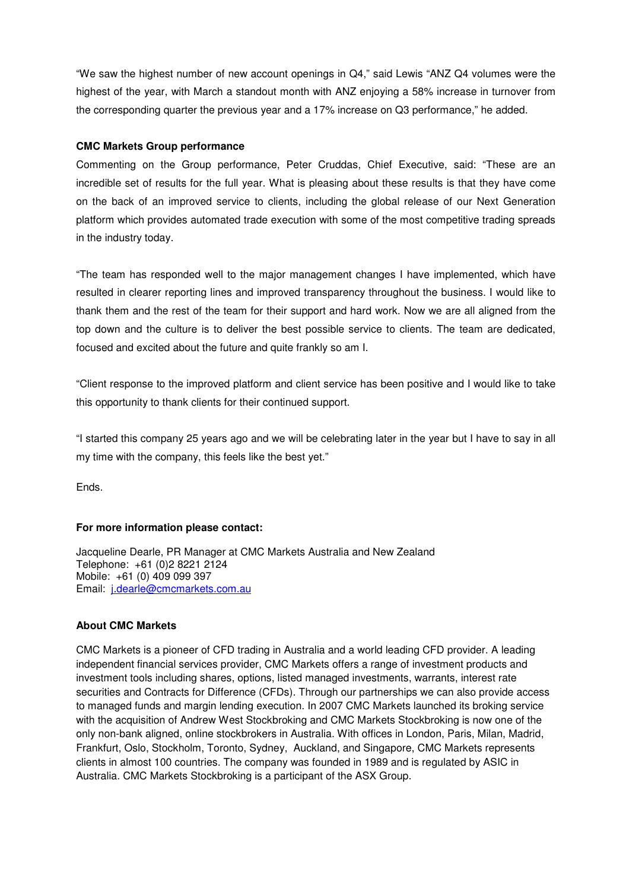"We saw the highest number of new account openings in Q4," said Lewis "ANZ Q4 volumes were the highest of the year, with March a standout month with ANZ enjoying a 58% increase in turnover from the corresponding quarter the previous year and a 17% increase on Q3 performance," he added.

**CMC Markets Group performance**

Commenting on the Group performance, Peter Cruddas, Chief Executive, said: "These are an incredible set of results for the full year. What is pleasing about these results is that they have come on the back of an improved service to clients, including the global release of our Next Generation platform which provides automated trade execution with some of the most competitive trading spreads in the industry today.

"The team has responded well to the major management changes I have implemented, which have resulted in clearer reporting lines and improved transparency throughout the business. I would like to thank them and the rest of the team for their support and hard work. Now we are all aligned from the top down and the culture is to deliver the best possible service to clients. The team are dedicated, focused and excited about the future and quite frankly so am I.

"Client response to the improved platform and client service has been positive and I would like to take this opportunity to thank clients for their continued support.

"I started this company 25 years ago and we will be celebrating later in the year but I have to say in all my time with the company, this feels like the best yet."

Ends.

**For more information please contact:**

Jacqueline Dearle, PR Manager at CMC Markets Australia and New Zealand
Telephone: +61 (0)2 8221 2124
Mobile: +61 (0) 409 099 397
Email: j.dearle@cmcmarkets.com.au

**About CMC Markets**

CMC Markets is a pioneer of CFD trading in Australia and a world leading CFD provider. A leading independent financial services provider, CMC Markets offers a range of investment products and investment tools including shares, options, listed managed investments, warrants, interest rate securities and Contracts for Difference (CFDs). Through our partnerships we can also provide access to managed funds and margin lending execution. In 2007 CMC Markets launched its broking service with the acquisition of Andrew West Stockbroking and CMC Markets Stockbroking is now one of the only non-bank aligned, online stockbrokers in Australia. With offices in London, Paris, Milan, Madrid, Frankfurt, Oslo, Stockholm, Toronto, Sydney, Auckland, and Singapore, CMC Markets represents clients in almost 100 countries. The company was founded in 1989 and is regulated by ASIC in Australia. CMC Markets Stockbroking is a participant of the ASX Group.